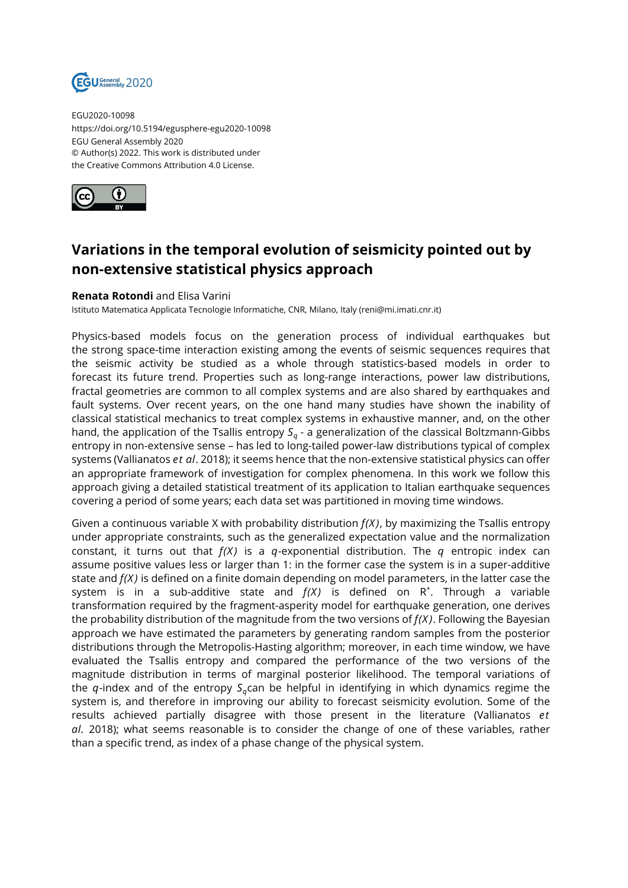EGU2020-10098
https://doi.org/10.5194/egusphere-egu2020-10098
EGU General Assembly 2020
© Author(s) 2022. This work is distributed under
the Creative Commons Attribution 4.0 License.

# Variations in the temporal evolution of seismicity pointed out by non-extensive statistical physics approach

**Renata Rotondi** and Elisa Varini
Istituto Matematica Applicata Tecnologie Informatiche, CNR, Milano, Italy (reni@mi.imati.cnr.it)

Physics-based models focus on the generation process of individual earthquakes but the strong space-time interaction existing among the events of seismic sequences requires that the seismic activity be studied as a whole through statistics-based models in order to forecast its future trend. Properties such as long-range interactions, power law distributions, fractal geometries are common to all complex systems and are also shared by earthquakes and fault systems. Over recent years, on the one hand many studies have shown the inability of classical statistical mechanics to treat complex systems in exhaustive manner, and, on the other hand, the application of the Tsallis entropy $S_q$ - a generalization of the classical Boltzmann-Gibbs entropy in non-extensive sense – has led to long-tailed power-law distributions typical of complex systems (Vallianatos *et al*. 2018); it seems hence that the non-extensive statistical physics can offer an appropriate framework of investigation for complex phenomena. In this work we follow this approach giving a detailed statistical treatment of its application to Italian earthquake sequences covering a period of some years; each data set was partitioned in moving time windows.

Given a continuous variable X with probability distribution *f(X)*, by maximizing the Tsallis entropy under appropriate constraints, such as the generalized expectation value and the normalization constant, it turns out that *f(X)* is a *q*-exponential distribution. The *q* entropic index can assume positive values less or larger than 1: in the former case the system is in a super-additive state and *f(X)* is defined on a finite domain depending on model parameters, in the latter case the system is in a sub-additive state and *f(X)* is defined on $R^+$. Through a variable transformation required by the fragment-asperity model for earthquake generation, one derives the probability distribution of the magnitude from the two versions of *f(X)*. Following the Bayesian approach we have estimated the parameters by generating random samples from the posterior distributions through the Metropolis-Hasting algorithm; moreover, in each time window, we have evaluated the Tsallis entropy and compared the performance of the two versions of the magnitude distribution in terms of marginal posterior likelihood. The temporal variations of the *q*-index and of the entropy $S_q$can be helpful in identifying in which dynamics regime the system is, and therefore in improving our ability to forecast seismicity evolution. Some of the results achieved partially disagree with those present in the literature (Vallianatos *et al*. 2018); what seems reasonable is to consider the change of one of these variables, rather than a specific trend, as index of a phase change of the physical system.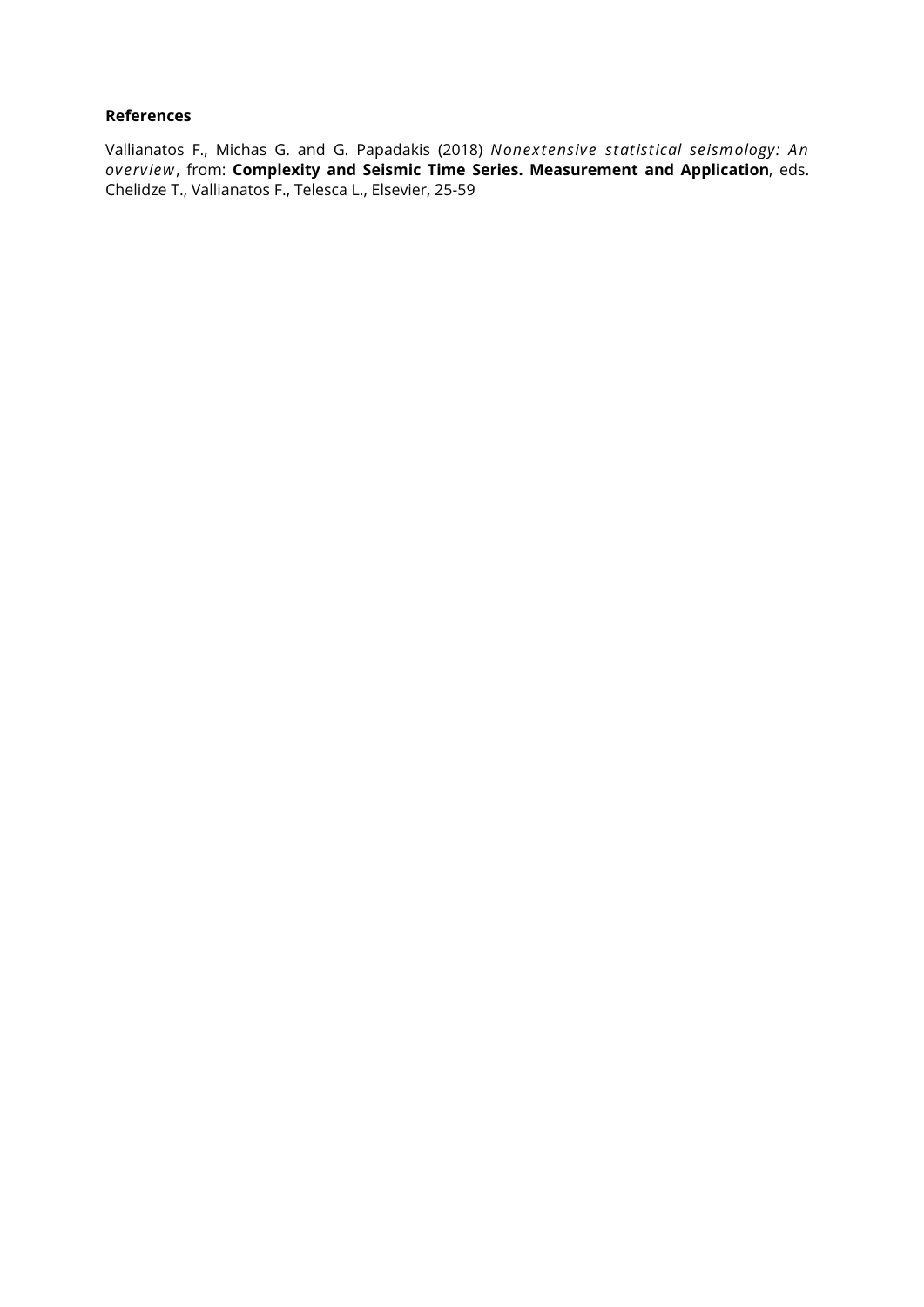**References**

Vallianatos F., Michas G. and G. Papadakis (2018) *Nonextensive statistical seismology: An overview*, from: **Complexity and Seismic Time Series. Measurement and Application**, eds. Chelidze T., Vallianatos F., Telesca L., Elsevier, 25-59